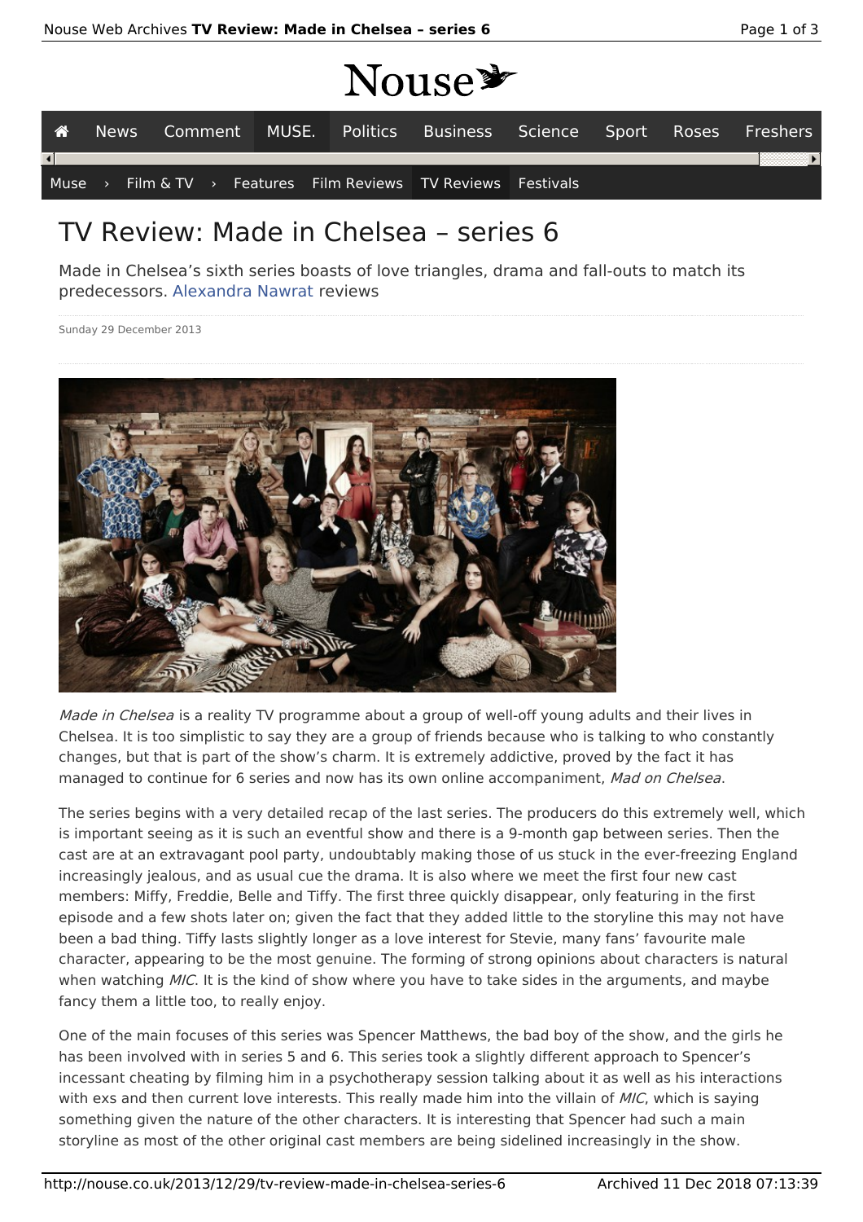# TV Review: Made in Chelsea – series 6

Made in Chelsea's sixth series boasts of love triangles, drama and fall-outs to match its predecessors. Alexandra Nawrat reviews

Sunday 29 December 2013

*Made in Chelsea* is a reality TV programme about a group of well-off young adults and their lives in Chelsea. It is too simplistic to say they are a group of friends because who is talking to who constantly changes, but that is part of the show's charm. It is extremely addictive, proved by the fact it has managed to continue for 6 series and now has its own online accompaniment, *Mad on Chelsea*.

The series begins with a very detailed recap of the last series. The producers do this extremely well, which is important seeing as it is such an eventful show and there is a 9-month gap between series. Then the cast are at an extravagant pool party, undoubtably making those of us stuck in the ever-freezing England increasingly jealous, and as usual cue the drama. It is also where we meet the first four new cast members: Miffy, Freddie, Belle and Tiffy. The first three quickly disappear, only featuring in the first episode and a few shots later on; given the fact that they added little to the storyline this may not have been a bad thing. Tiffy lasts slightly longer as a love interest for Stevie, many fans' favourite male character, appearing to be the most genuine. The forming of strong opinions about characters is natural when watching *MIC*. It is the kind of show where you have to take sides in the arguments, and maybe fancy them a little too, to really enjoy.

One of the main focuses of this series was Spencer Matthews, the bad boy of the show, and the girls he has been involved with in series 5 and 6. This series took a slightly different approach to Spencer's incessant cheating by filming him in a psychotherapy session talking about it as well as his interactions with exs and then current love interests. This really made him into the villain of *MIC*, which is saying something given the nature of the other characters. It is interesting that Spencer had such a main storyline as most of the other original cast members are being sidelined increasingly in the show.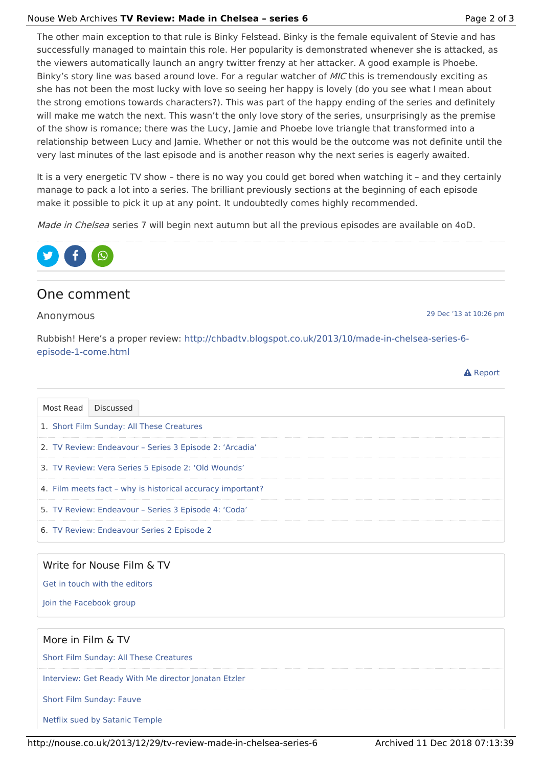The other main exception to that rule is Binky Felstead. Binky is the female equivalent of Stevie and has successfully managed to maintain this role. Her popularity is demonstrated whenever she is attacked, as the viewers automatically launch an angry twitter frenzy at her attacker. A good example is Phoebe. Binky's story line was based around love. For a regular watcher of *MIC* this is tremendously exciting as she has not been the most lucky with love so seeing her happy is lovely (do you see what I mean about the strong emotions towards characters?). This was part of the happy ending of the series and definitely will make me watch the next. This wasn't the only love story of the series, unsurprisingly as the premise of the show is romance; there was the Lucy, Jamie and Phoebe love triangle that transformed into a relationship between Lucy and Jamie. Whether or not this would be the outcome was not definite until the very last minutes of the last episode and is another reason why the next series is eagerly awaited.

It is a very energetic TV show – there is no way you could get bored when watching it – and they certainly manage to pack a lot into a series. The brilliant previously sections at the beginning of each episode make it possible to pick it up at any point. It undoubtedly comes highly recommended.

*Made in Chelsea* series 7 will begin next autumn but all the previous episodes are available on 4oD.

## One comment

Anonymous — 29 Dec '13 at 10:26 pm

Rubbish! Here's a proper review: http://chbadtv.blogspot.co.uk/2013/10/made-in-chelsea-series-6-episode-1-come.html

Report

Most Read | Discussed

1. Short Film Sunday: All These Creatures
2. TV Review: Endeavour – Series 3 Episode 2: 'Arcadia'
3. TV Review: Vera Series 5 Episode 2: 'Old Wounds'
4. Film meets fact – why is historical accuracy important?
5. TV Review: Endeavour – Series 3 Episode 4: 'Coda'
6. TV Review: Endeavour Series 2 Episode 2

### Write for Nouse Film & TV

Get in touch with the editors

Join the Facebook group

### More in Film & TV

Short Film Sunday: All These Creatures

Interview: Get Ready With Me director Jonatan Etzler

Short Film Sunday: Fauve

Netflix sued by Satanic Temple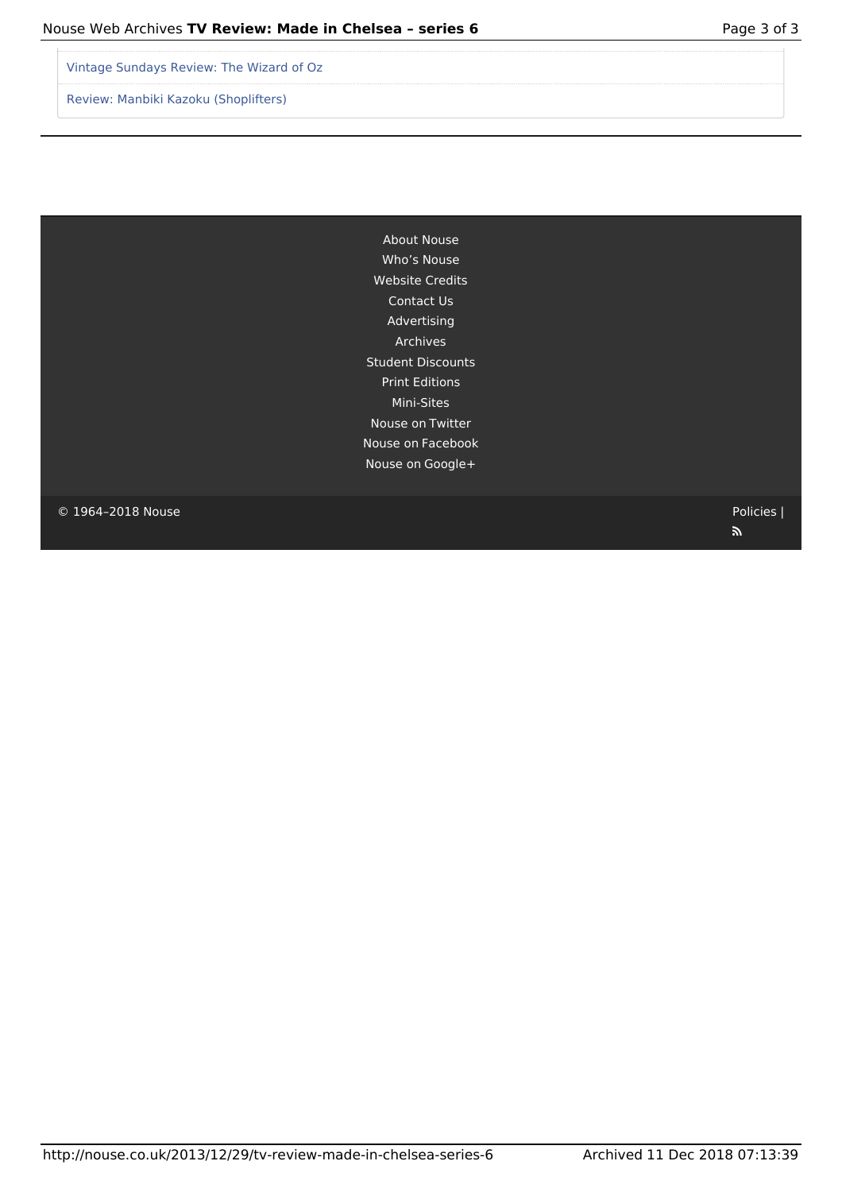- Vintage Sundays Review: The Wizard of Oz
- Review: Manbiki Kazoku (Shoplifters)

---

About Nouse
Who’s Nouse
Website Credits
Contact Us
Advertising
Archives
Student Discounts
Print Editions
Mini-Sites
Nouse on Twitter
Nouse on Facebook
Nouse on Google+

© 1964–2018 Nouse

Policies |